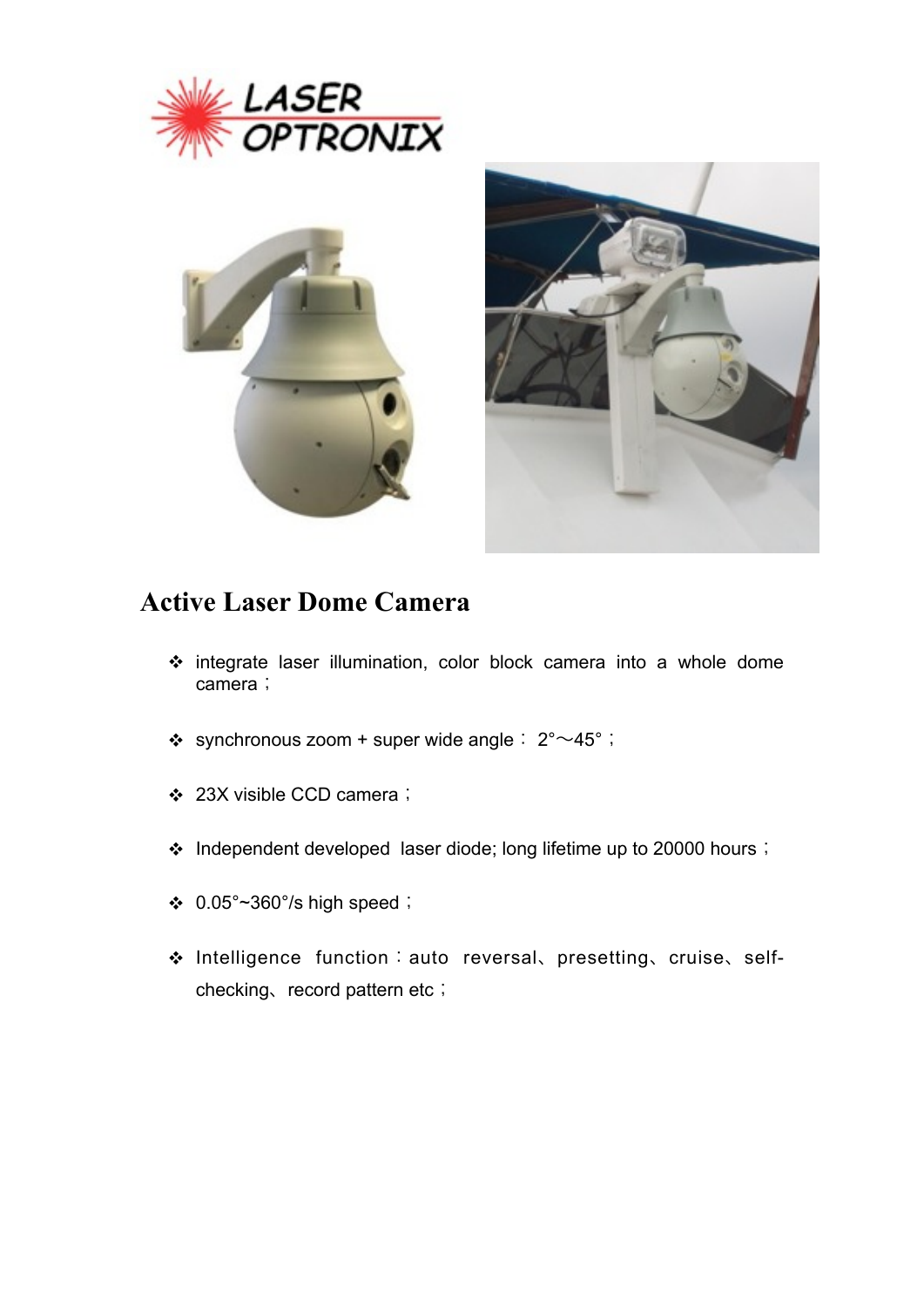# Active Laser Dome Camera

- integrate laser illumination, color block camera into a whole dome camera；
- synchronous zoom + super wide angle： 2°～45°；
- 23X visible CCD camera；
- Independent developed laser diode; long lifetime up to 20000 hours；
- 0.05°~360°/s high speed；
- Intelligence function：auto reversal、presetting、cruise、self-checking、record pattern etc；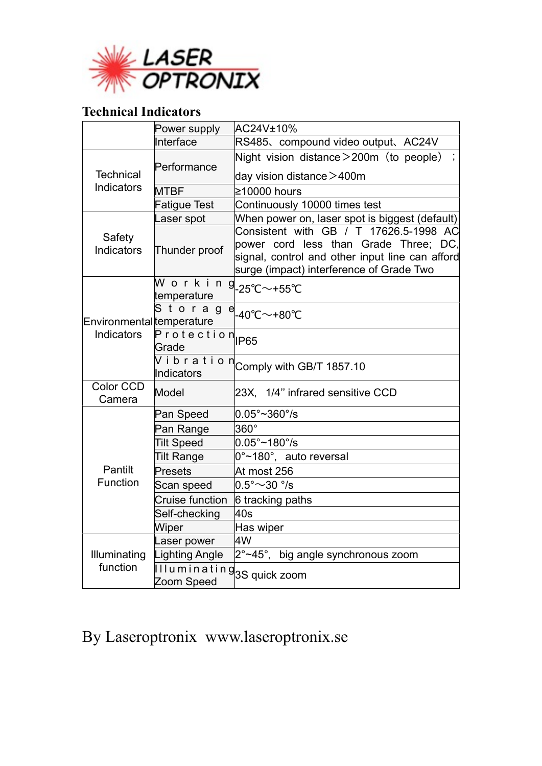LASER OPTRONIX

## Technical Indicators

| | | |
|---|---|---|
| | Power supply | AC24V±10% |
| | Interface | RS485、compound video output、AC24V |
| Technical Indicators | Performance | Night vision distance＞200m（to people）；day vision distance＞400m |
| | MTBF | ≥10000 hours |
| | Fatigue Test | Continuously 10000 times test |
| Safety Indicators | Laser spot | When power on, laser spot is biggest (default) |
| | Thunder proof | Consistent with GB / T 17626.5-1998 AC power cord less than Grade Three; DC, signal, control and other input line can afford surge (impact) interference of Grade Two |
| Environmental Indicators | Working temperature | -25℃～+55℃ |
| | Storage temperature | -40℃～+80℃ |
| | Protection Grade | IP65 |
| | Vibration Indicators | Comply with GB/T 1857.10 |
| Color CCD Camera | Model | 23X, 1/4” infrared sensitive CCD |
| Pantilt Function | Pan Speed | 0.05°~360°/s |
| | Pan Range | 360° |
| | Tilt Speed | 0.05°~180°/s |
| | Tilt Range | 0°~180°, auto reversal |
| | Presets | At most 256 |
| | Scan speed | 0.5°～30 °/s |
| | Cruise function | 6 tracking paths |
| | Self-checking | 40s |
| | Wiper | Has wiper |
| Illuminating function | Laser power | 4W |
| | Lighting Angle | 2°~45°, big angle synchronous zoom |
| | Illuminating Zoom Speed | 3S quick zoom |

By Laseroptronix www.laseroptronix.se